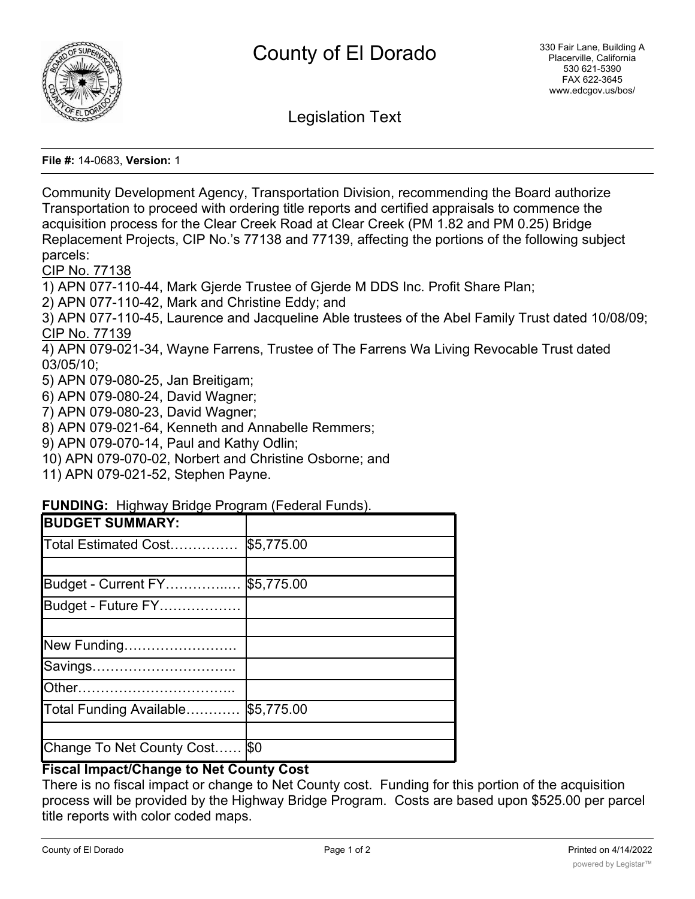# County of El Dorado

330 Fair Lane, Building A
Placerville, California
530 621-5390
FAX 622-3645
www.edcgov.us/bos/

## Legislation Text

**File #:** 14-0683, **Version:** 1

Community Development Agency, Transportation Division, recommending the Board authorize Transportation to proceed with ordering title reports and certified appraisals to commence the acquisition process for the Clear Creek Road at Clear Creek (PM 1.82 and PM 0.25) Bridge Replacement Projects, CIP No.'s 77138 and 77139, affecting the portions of the following subject parcels:

CIP No. 77138

1) APN 077-110-44, Mark Gjerde Trustee of Gjerde M DDS Inc. Profit Share Plan;
2) APN 077-110-42, Mark and Christine Eddy; and
3) APN 077-110-45, Laurence and Jacqueline Able trustees of the Abel Family Trust dated 10/08/09;

CIP No. 77139

4) APN 079-021-34, Wayne Farrens, Trustee of The Farrens Wa Living Revocable Trust dated 03/05/10;
5) APN 079-080-25, Jan Breitigam;
6) APN 079-080-24, David Wagner;
7) APN 079-080-23, David Wagner;
8) APN 079-021-64, Kenneth and Annabelle Remmers;
9) APN 079-070-14, Paul and Kathy Odlin;
10) APN 079-070-02, Norbert and Christine Osborne; and
11) APN 079-021-52, Stephen Payne.

**FUNDING:** Highway Bridge Program (Federal Funds).

| **BUDGET SUMMARY:** | |
|---|---|
| Total Estimated Cost…………… | $5,775.00 |
| | |
| Budget - Current FY…………..… | $5,775.00 |
| Budget - Future FY……………… | |
| | |
| New Funding……………………. | |
| Savings………………………….. | |
| Other…………………………….. | |
| Total Funding Available………… | $5,775.00 |
| | |
| Change To Net County Cost…… | $0 |

**Fiscal Impact/Change to Net County Cost**

There is no fiscal impact or change to Net County cost. Funding for this portion of the acquisition process will be provided by the Highway Bridge Program. Costs are based upon $525.00 per parcel title reports with color coded maps.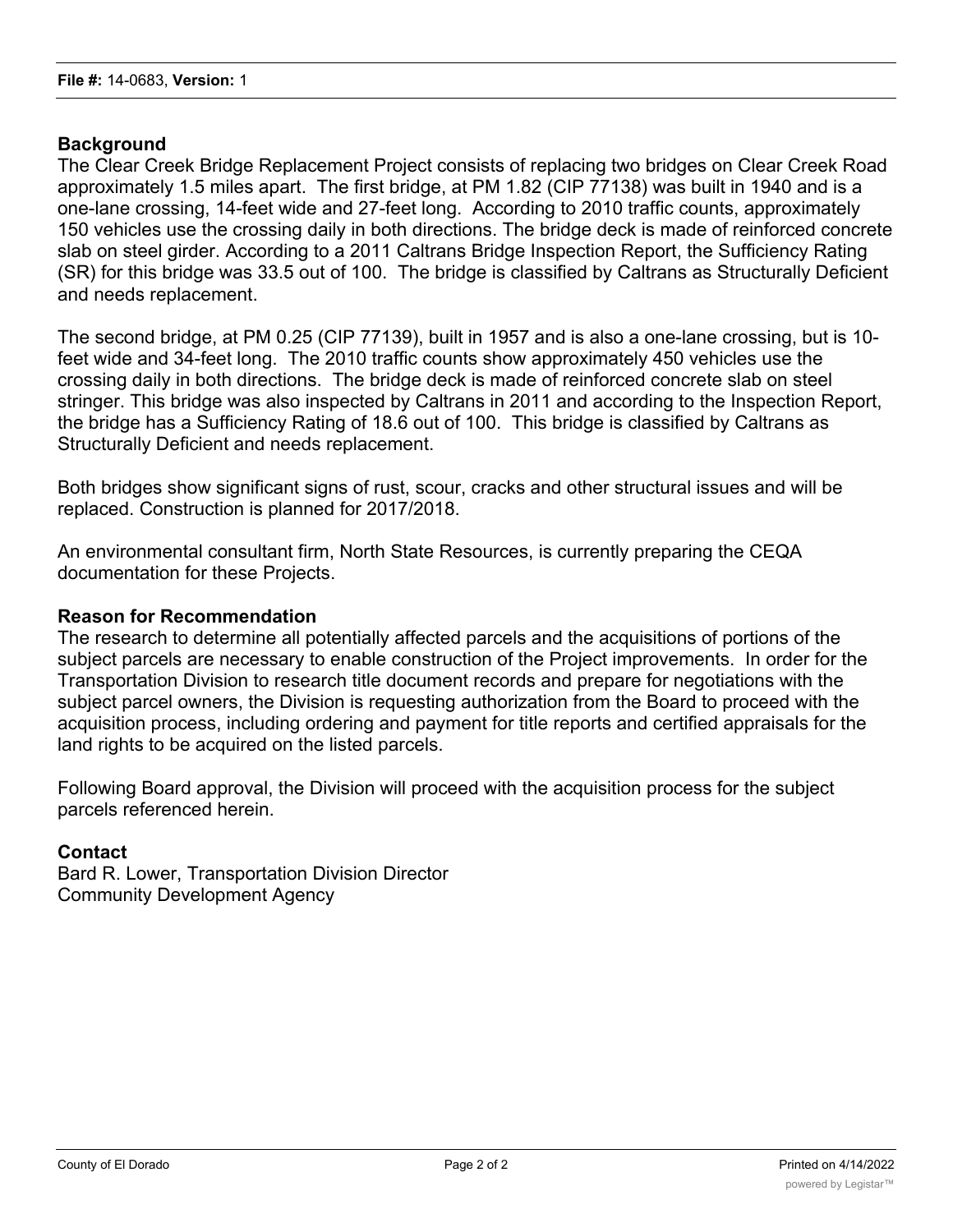### Background

The Clear Creek Bridge Replacement Project consists of replacing two bridges on Clear Creek Road approximately 1.5 miles apart. The first bridge, at PM 1.82 (CIP 77138) was built in 1940 and is a one-lane crossing, 14-feet wide and 27-feet long. According to 2010 traffic counts, approximately 150 vehicles use the crossing daily in both directions. The bridge deck is made of reinforced concrete slab on steel girder. According to a 2011 Caltrans Bridge Inspection Report, the Sufficiency Rating (SR) for this bridge was 33.5 out of 100. The bridge is classified by Caltrans as Structurally Deficient and needs replacement.

The second bridge, at PM 0.25 (CIP 77139), built in 1957 and is also a one-lane crossing, but is 10-feet wide and 34-feet long. The 2010 traffic counts show approximately 450 vehicles use the crossing daily in both directions. The bridge deck is made of reinforced concrete slab on steel stringer. This bridge was also inspected by Caltrans in 2011 and according to the Inspection Report, the bridge has a Sufficiency Rating of 18.6 out of 100. This bridge is classified by Caltrans as Structurally Deficient and needs replacement.

Both bridges show significant signs of rust, scour, cracks and other structural issues and will be replaced. Construction is planned for 2017/2018.

An environmental consultant firm, North State Resources, is currently preparing the CEQA documentation for these Projects.

### Reason for Recommendation

The research to determine all potentially affected parcels and the acquisitions of portions of the subject parcels are necessary to enable construction of the Project improvements. In order for the Transportation Division to research title document records and prepare for negotiations with the subject parcel owners, the Division is requesting authorization from the Board to proceed with the acquisition process, including ordering and payment for title reports and certified appraisals for the land rights to be acquired on the listed parcels.

Following Board approval, the Division will proceed with the acquisition process for the subject parcels referenced herein.

### Contact

Bard R. Lower, Transportation Division Director
Community Development Agency